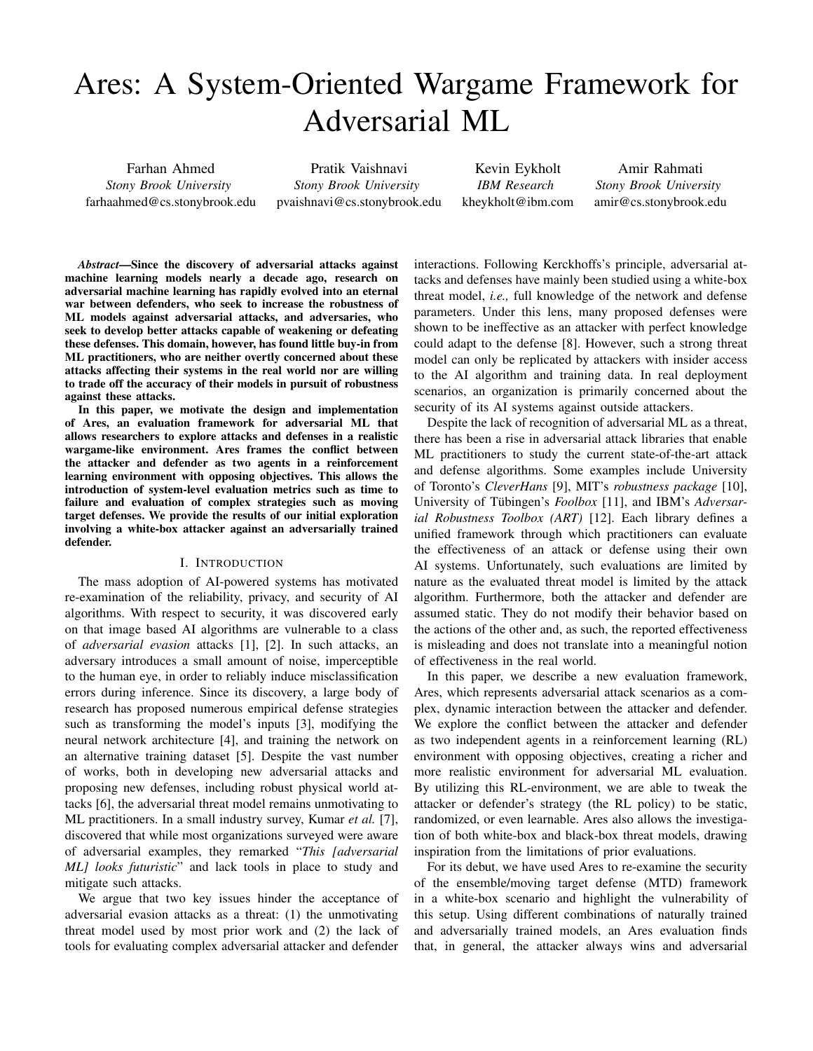# Ares: A System-Oriented Wargame Framework for Adversarial ML

Farhan Ahmed
*Stony Brook University*
farhaahmed@cs.stonybrook.edu

Pratik Vaishnavi
*Stony Brook University*
pvaishnavi@cs.stonybrook.edu

Kevin Eykholt
*IBM Research*
kheykholt@ibm.com

Amir Rahmati
*Stony Brook University*
amir@cs.stonybrook.edu

***Abstract*—Since the discovery of adversarial attacks against machine learning models nearly a decade ago, research on adversarial machine learning has rapidly evolved into an eternal war between defenders, who seek to increase the robustness of ML models against adversarial attacks, and adversaries, who seek to develop better attacks capable of weakening or defeating these defenses. This domain, however, has found little buy-in from ML practitioners, who are neither overtly concerned about these attacks affecting their systems in the real world nor are willing to trade off the accuracy of their models in pursuit of robustness against these attacks.**

**In this paper, we motivate the design and implementation of Ares, an evaluation framework for adversarial ML that allows researchers to explore attacks and defenses in a realistic wargame-like environment. Ares frames the conflict between the attacker and defender as two agents in a reinforcement learning environment with opposing objectives. This allows the introduction of system-level evaluation metrics such as time to failure and evaluation of complex strategies such as moving target defenses. We provide the results of our initial exploration involving a white-box attacker against an adversarially trained defender.**

## I. Introduction

The mass adoption of AI-powered systems has motivated re-examination of the reliability, privacy, and security of AI algorithms. With respect to security, it was discovered early on that image based AI algorithms are vulnerable to a class of *adversarial evasion* attacks [1], [2]. In such attacks, an adversary introduces a small amount of noise, imperceptible to the human eye, in order to reliably induce misclassification errors during inference. Since its discovery, a large body of research has proposed numerous empirical defense strategies such as transforming the model's inputs [3], modifying the neural network architecture [4], and training the network on an alternative training dataset [5]. Despite the vast number of works, both in developing new adversarial attacks and proposing new defenses, including robust physical world attacks [6], the adversarial threat model remains unmotivating to ML practitioners. In a small industry survey, Kumar *et al.* [7], discovered that while most organizations surveyed were aware of adversarial examples, they remarked "*This [adversarial ML] looks futuristic*" and lack tools in place to study and mitigate such attacks.

We argue that two key issues hinder the acceptance of adversarial evasion attacks as a threat: (1) the unmotivating threat model used by most prior work and (2) the lack of tools for evaluating complex adversarial attacker and defender interactions. Following Kerckhoffs's principle, adversarial attacks and defenses have mainly been studied using a white-box threat model, *i.e.,* full knowledge of the network and defense parameters. Under this lens, many proposed defenses were shown to be ineffective as an attacker with perfect knowledge could adapt to the defense [8]. However, such a strong threat model can only be replicated by attackers with insider access to the AI algorithm and training data. In real deployment scenarios, an organization is primarily concerned about the security of its AI systems against outside attackers.

Despite the lack of recognition of adversarial ML as a threat, there has been a rise in adversarial attack libraries that enable ML practitioners to study the current state-of-the-art attack and defense algorithms. Some examples include University of Toronto's *CleverHans* [9], MIT's *robustness package* [10], University of Tübingen's *Foolbox* [11], and IBM's *Adversarial Robustness Toolbox (ART)* [12]. Each library defines a unified framework through which practitioners can evaluate the effectiveness of an attack or defense using their own AI systems. Unfortunately, such evaluations are limited by nature as the evaluated threat model is limited by the attack algorithm. Furthermore, both the attacker and defender are assumed static. They do not modify their behavior based on the actions of the other and, as such, the reported effectiveness is misleading and does not translate into a meaningful notion of effectiveness in the real world.

In this paper, we describe a new evaluation framework, Ares, which represents adversarial attack scenarios as a complex, dynamic interaction between the attacker and defender. We explore the conflict between the attacker and defender as two independent agents in a reinforcement learning (RL) environment with opposing objectives, creating a richer and more realistic environment for adversarial ML evaluation. By utilizing this RL-environment, we are able to tweak the attacker or defender's strategy (the RL policy) to be static, randomized, or even learnable. Ares also allows the investigation of both white-box and black-box threat models, drawing inspiration from the limitations of prior evaluations.

For its debut, we have used Ares to re-examine the security of the ensemble/moving target defense (MTD) framework in a white-box scenario and highlight the vulnerability of this setup. Using different combinations of naturally trained and adversarially trained models, an Ares evaluation finds that, in general, the attacker always wins and adversarial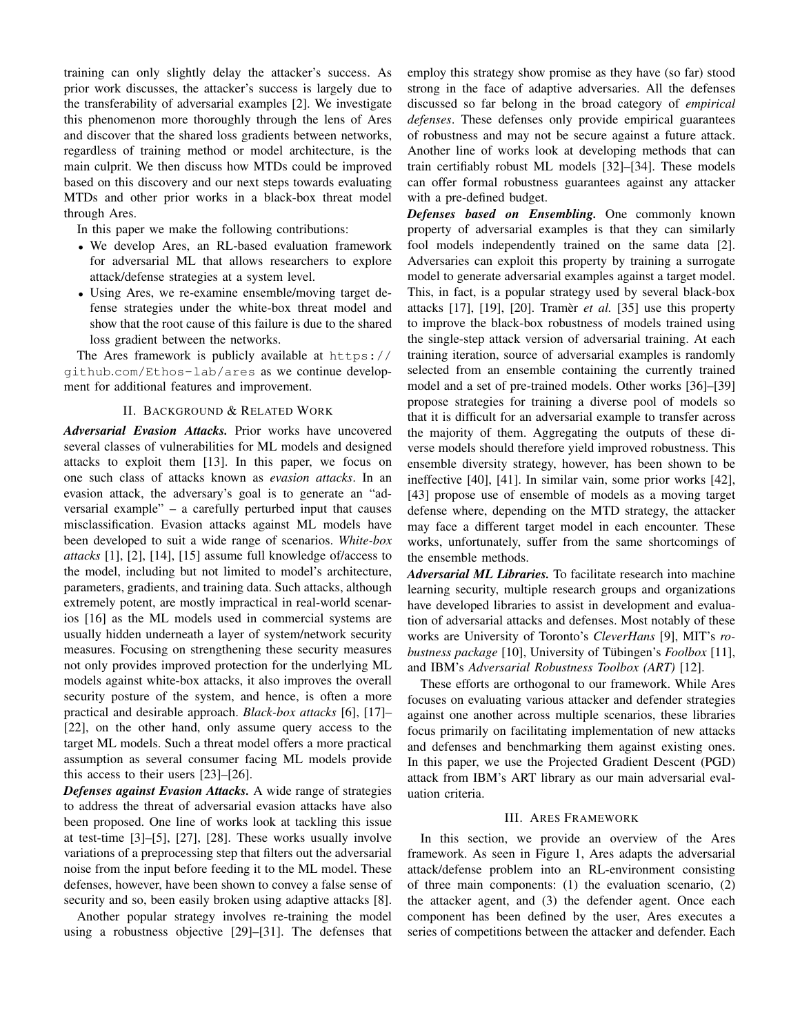training can only slightly delay the attacker's success. As prior work discusses, the attacker's success is largely due to the transferability of adversarial examples [2]. We investigate this phenomenon more thoroughly through the lens of Ares and discover that the shared loss gradients between networks, regardless of training method or model architecture, is the main culprit. We then discuss how MTDs could be improved based on this discovery and our next steps towards evaluating MTDs and other prior works in a black-box threat model through Ares.

In this paper we make the following contributions:

- We develop Ares, an RL-based evaluation framework for adversarial ML that allows researchers to explore attack/defense strategies at a system level.
- Using Ares, we re-examine ensemble/moving target defense strategies under the white-box threat model and show that the root cause of this failure is due to the shared loss gradient between the networks.

The Ares framework is publicly available at `https://github.com/Ethos-lab/ares` as we continue development for additional features and improvement.

## II. Background & Related Work

***Adversarial Evasion Attacks.*** Prior works have uncovered several classes of vulnerabilities for ML models and designed attacks to exploit them [13]. In this paper, we focus on one such class of attacks known as *evasion attacks*. In an evasion attack, the adversary's goal is to generate an "adversarial example" – a carefully perturbed input that causes misclassification. Evasion attacks against ML models have been developed to suit a wide range of scenarios. *White-box attacks* [1], [2], [14], [15] assume full knowledge of/access to the model, including but not limited to model's architecture, parameters, gradients, and training data. Such attacks, although extremely potent, are mostly impractical in real-world scenarios [16] as the ML models used in commercial systems are usually hidden underneath a layer of system/network security measures. Focusing on strengthening these security measures not only provides improved protection for the underlying ML models against white-box attacks, it also improves the overall security posture of the system, and hence, is often a more practical and desirable approach. *Black-box attacks* [6], [17]–[22], on the other hand, only assume query access to the target ML models. Such a threat model offers a more practical assumption as several consumer facing ML models provide this access to their users [23]–[26].

***Defenses against Evasion Attacks.*** A wide range of strategies to address the threat of adversarial evasion attacks have also been proposed. One line of works look at tackling this issue at test-time [3]–[5], [27], [28]. These works usually involve variations of a preprocessing step that filters out the adversarial noise from the input before feeding it to the ML model. These defenses, however, have been shown to convey a false sense of security and so, been easily broken using adaptive attacks [8].

Another popular strategy involves re-training the model using a robustness objective [29]–[31]. The defenses that employ this strategy show promise as they have (so far) stood strong in the face of adaptive adversaries. All the defenses discussed so far belong in the broad category of *empirical defenses*. These defenses only provide empirical guarantees of robustness and may not be secure against a future attack. Another line of works look at developing methods that can train certifiably robust ML models [32]–[34]. These models can offer formal robustness guarantees against any attacker with a pre-defined budget.

***Defenses based on Ensembling.*** One commonly known property of adversarial examples is that they can similarly fool models independently trained on the same data [2]. Adversaries can exploit this property by training a surrogate model to generate adversarial examples against a target model. This, in fact, is a popular strategy used by several black-box attacks [17], [19], [20]. Tramèr *et al.* [35] use this property to improve the black-box robustness of models trained using the single-step attack version of adversarial training. At each training iteration, source of adversarial examples is randomly selected from an ensemble containing the currently trained model and a set of pre-trained models. Other works [36]–[39] propose strategies for training a diverse pool of models so that it is difficult for an adversarial example to transfer across the majority of them. Aggregating the outputs of these diverse models should therefore yield improved robustness. This ensemble diversity strategy, however, has been shown to be ineffective [40], [41]. In similar vain, some prior works [42], [43] propose use of ensemble of models as a moving target defense where, depending on the MTD strategy, the attacker may face a different target model in each encounter. These works, unfortunately, suffer from the same shortcomings of the ensemble methods.

***Adversarial ML Libraries.*** To facilitate research into machine learning security, multiple research groups and organizations have developed libraries to assist in development and evaluation of adversarial attacks and defenses. Most notably of these works are University of Toronto's *CleverHans* [9], MIT's *robustness package* [10], University of Tübingen's *Foolbox* [11], and IBM's *Adversarial Robustness Toolbox (ART)* [12].

These efforts are orthogonal to our framework. While Ares focuses on evaluating various attacker and defender strategies against one another across multiple scenarios, these libraries focus primarily on facilitating implementation of new attacks and defenses and benchmarking them against existing ones. In this paper, we use the Projected Gradient Descent (PGD) attack from IBM's ART library as our main adversarial evaluation criteria.

## III. Ares Framework

In this section, we provide an overview of the Ares framework. As seen in Figure 1, Ares adapts the adversarial attack/defense problem into an RL-environment consisting of three main components: (1) the evaluation scenario, (2) the attacker agent, and (3) the defender agent. Once each component has been defined by the user, Ares executes a series of competitions between the attacker and defender. Each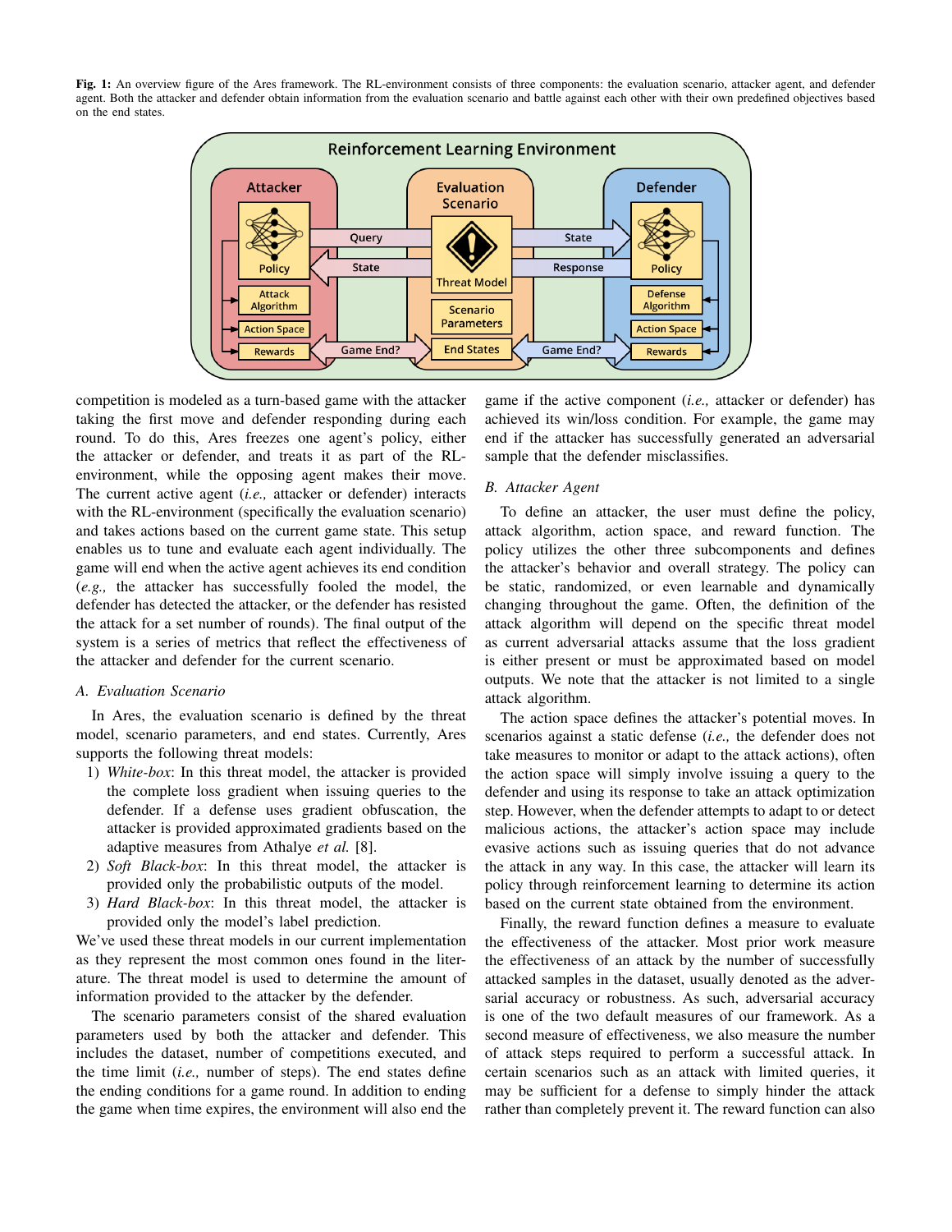**Fig. 1:** An overview figure of the Ares framework. The RL-environment consists of three components: the evaluation scenario, attacker agent, and defender agent. Both the attacker and defender obtain information from the evaluation scenario and battle against each other with their own predefined objectives based on the end states.

competition is modeled as a turn-based game with the attacker taking the first move and defender responding during each round. To do this, Ares freezes one agent's policy, either the attacker or defender, and treats it as part of the RL-environment, while the opposing agent makes their move. The current active agent (*i.e.,* attacker or defender) interacts with the RL-environment (specifically the evaluation scenario) and takes actions based on the current game state. This setup enables us to tune and evaluate each agent individually. The game will end when the active agent achieves its end condition (*e.g.,* the attacker has successfully fooled the model, the defender has detected the attacker, or the defender has resisted the attack for a set number of rounds). The final output of the system is a series of metrics that reflect the effectiveness of the attacker and defender for the current scenario.

### A. Evaluation Scenario

In Ares, the evaluation scenario is defined by the threat model, scenario parameters, and end states. Currently, Ares supports the following threat models:

1) *White-box*: In this threat model, the attacker is provided the complete loss gradient when issuing queries to the defender. If a defense uses gradient obfuscation, the attacker is provided approximated gradients based on the adaptive measures from Athalye *et al.* [8].
2) *Soft Black-box*: In this threat model, the attacker is provided only the probabilistic outputs of the model.
3) *Hard Black-box*: In this threat model, the attacker is provided only the model's label prediction.

We've used these threat models in our current implementation as they represent the most common ones found in the literature. The threat model is used to determine the amount of information provided to the attacker by the defender.

The scenario parameters consist of the shared evaluation parameters used by both the attacker and defender. This includes the dataset, number of competitions executed, and the time limit (*i.e.,* number of steps). The end states define the ending conditions for a game round. In addition to ending the game when time expires, the environment will also end the game if the active component (*i.e.,* attacker or defender) has achieved its win/loss condition. For example, the game may end if the attacker has successfully generated an adversarial sample that the defender misclassifies.

### B. Attacker Agent

To define an attacker, the user must define the policy, attack algorithm, action space, and reward function. The policy utilizes the other three subcomponents and defines the attacker's behavior and overall strategy. The policy can be static, randomized, or even learnable and dynamically changing throughout the game. Often, the definition of the attack algorithm will depend on the specific threat model as current adversarial attacks assume that the loss gradient is either present or must be approximated based on model outputs. We note that the attacker is not limited to a single attack algorithm.

The action space defines the attacker's potential moves. In scenarios against a static defense (*i.e.,* the defender does not take measures to monitor or adapt to the attack actions), often the action space will simply involve issuing a query to the defender and using its response to take an attack optimization step. However, when the defender attempts to adapt to or detect malicious actions, the attacker's action space may include evasive actions such as issuing queries that do not advance the attack in any way. In this case, the attacker will learn its policy through reinforcement learning to determine its action based on the current state obtained from the environment.

Finally, the reward function defines a measure to evaluate the effectiveness of the attacker. Most prior work measure the effectiveness of an attack by the number of successfully attacked samples in the dataset, usually denoted as the adversarial accuracy or robustness. As such, adversarial accuracy is one of the two default measures of our framework. As a second measure of effectiveness, we also measure the number of attack steps required to perform a successful attack. In certain scenarios such as an attack with limited queries, it may be sufficient for a defense to simply hinder the attack rather than completely prevent it. The reward function can also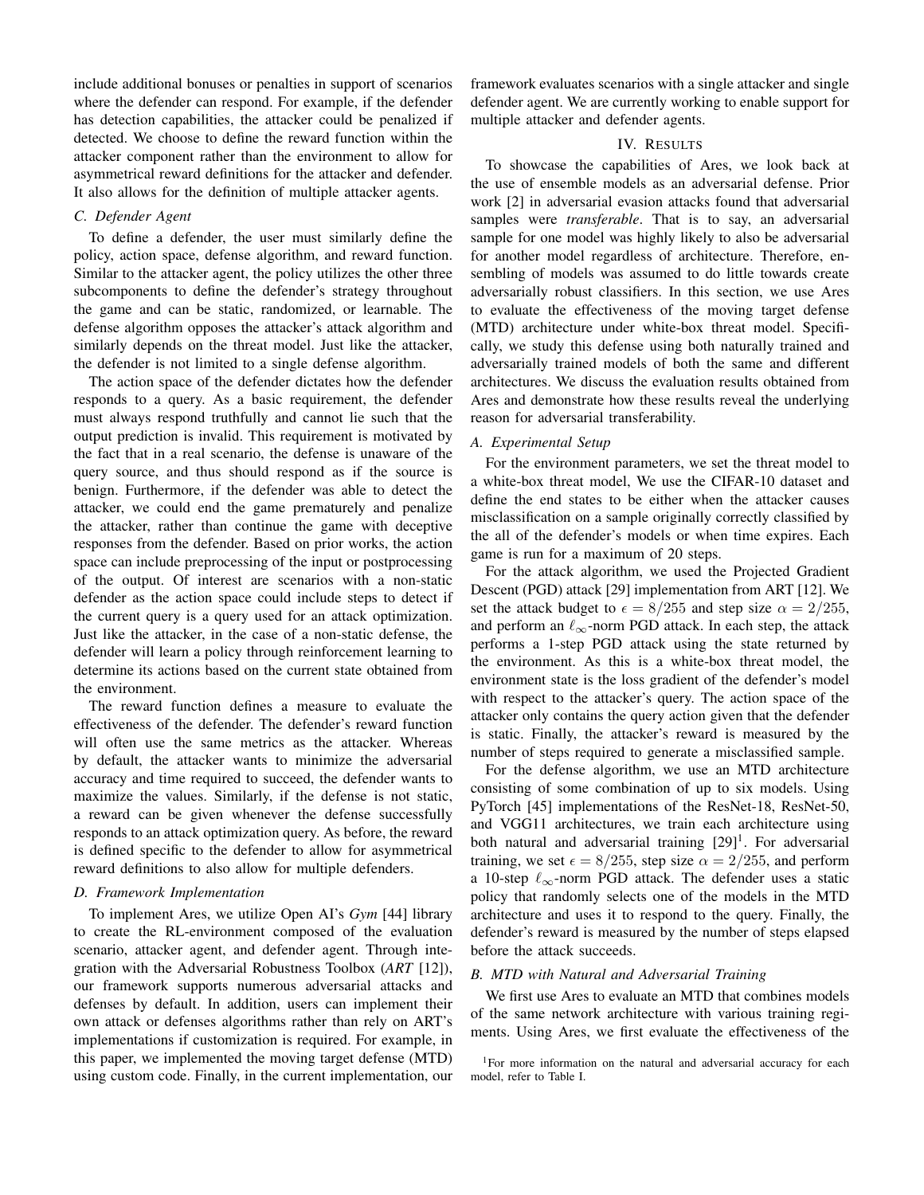include additional bonuses or penalties in support of scenarios where the defender can respond. For example, if the defender has detection capabilities, the attacker could be penalized if detected. We choose to define the reward function within the attacker component rather than the environment to allow for asymmetrical reward definitions for the attacker and defender. It also allows for the definition of multiple attacker agents.

### C. Defender Agent

To define a defender, the user must similarly define the policy, action space, defense algorithm, and reward function. Similar to the attacker agent, the policy utilizes the other three subcomponents to define the defender's strategy throughout the game and can be static, randomized, or learnable. The defense algorithm opposes the attacker's attack algorithm and similarly depends on the threat model. Just like the attacker, the defender is not limited to a single defense algorithm.

The action space of the defender dictates how the defender responds to a query. As a basic requirement, the defender must always respond truthfully and cannot lie such that the output prediction is invalid. This requirement is motivated by the fact that in a real scenario, the defense is unaware of the query source, and thus should respond as if the source is benign. Furthermore, if the defender was able to detect the attacker, we could end the game prematurely and penalize the attacker, rather than continue the game with deceptive responses from the defender. Based on prior works, the action space can include preprocessing of the input or postprocessing of the output. Of interest are scenarios with a non-static defender as the action space could include steps to detect if the current query is a query used for an attack optimization. Just like the attacker, in the case of a non-static defense, the defender will learn a policy through reinforcement learning to determine its actions based on the current state obtained from the environment.

The reward function defines a measure to evaluate the effectiveness of the defender. The defender's reward function will often use the same metrics as the attacker. Whereas by default, the attacker wants to minimize the adversarial accuracy and time required to succeed, the defender wants to maximize the values. Similarly, if the defense is not static, a reward can be given whenever the defense successfully responds to an attack optimization query. As before, the reward is defined specific to the defender to allow for asymmetrical reward definitions to also allow for multiple defenders.

### D. Framework Implementation

To implement Ares, we utilize Open AI's *Gym* [44] library to create the RL-environment composed of the evaluation scenario, attacker agent, and defender agent. Through integration with the Adversarial Robustness Toolbox (*ART* [12]), our framework supports numerous adversarial attacks and defenses by default. In addition, users can implement their own attack or defenses algorithms rather than rely on ART's implementations if customization is required. For example, in this paper, we implemented the moving target defense (MTD) using custom code. Finally, in the current implementation, our framework evaluates scenarios with a single attacker and single defender agent. We are currently working to enable support for multiple attacker and defender agents.

## IV. Results

To showcase the capabilities of Ares, we look back at the use of ensemble models as an adversarial defense. Prior work [2] in adversarial evasion attacks found that adversarial samples were *transferable*. That is to say, an adversarial sample for one model was highly likely to also be adversarial for another model regardless of architecture. Therefore, ensembling of models was assumed to do little towards create adversarially robust classifiers. In this section, we use Ares to evaluate the effectiveness of the moving target defense (MTD) architecture under white-box threat model. Specifically, we study this defense using both naturally trained and adversarially trained models of both the same and different architectures. We discuss the evaluation results obtained from Ares and demonstrate how these results reveal the underlying reason for adversarial transferability.

### A. Experimental Setup

For the environment parameters, we set the threat model to a white-box threat model, We use the CIFAR-10 dataset and define the end states to be either when the attacker causes misclassification on a sample originally correctly classified by the all of the defender's models or when time expires. Each game is run for a maximum of 20 steps.

For the attack algorithm, we used the Projected Gradient Descent (PGD) attack [29] implementation from ART [12]. We set the attack budget to $\epsilon = 8/255$ and step size $\alpha = 2/255$, and perform an $\ell_\infty$-norm PGD attack. In each step, the attack performs a 1-step PGD attack using the state returned by the environment. As this is a white-box threat model, the environment state is the loss gradient of the defender's model with respect to the attacker's query. The action space of the attacker only contains the query action given that the defender is static. Finally, the attacker's reward is measured by the number of steps required to generate a misclassified sample.

For the defense algorithm, we use an MTD architecture consisting of some combination of up to six models. Using PyTorch [45] implementations of the ResNet-18, ResNet-50, and VGG11 architectures, we train each architecture using both natural and adversarial training [29][1]. For adversarial training, we set $\epsilon = 8/255$, step size $\alpha = 2/255$, and perform a 10-step $\ell_\infty$-norm PGD attack. The defender uses a static policy that randomly selects one of the models in the MTD architecture and uses it to respond to the query. Finally, the defender's reward is measured by the number of steps elapsed before the attack succeeds.

### B. MTD with Natural and Adversarial Training

We first use Ares to evaluate an MTD that combines models of the same network architecture with various training regiments. Using Ares, we first evaluate the effectiveness of the

[1]For more information on the natural and adversarial accuracy for each model, refer to Table I.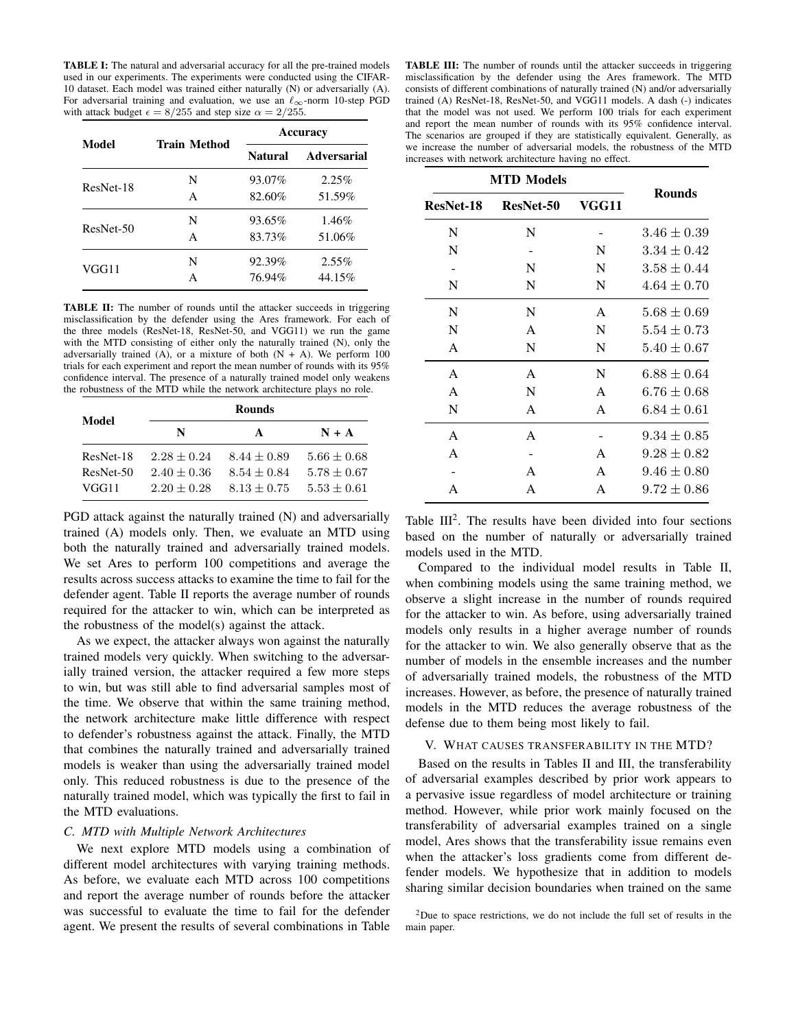**TABLE I:** The natural and adversarial accuracy for all the pre-trained models used in our experiments. The experiments were conducted using the CIFAR-10 dataset. Each model was trained either naturally (N) or adversarially (A). For adversarial training and evaluation, we use an $\ell_\infty$-norm 10-step PGD with attack budget $\epsilon = 8/255$ and step size $\alpha = 2/255$.

| Model | Train Method | Accuracy | |
|---|---|---|---|
| | | **Natural** | **Adversarial** |
| ResNet-18 | N | 93.07% | 2.25% |
| | A | 82.60% | 51.59% |
| ResNet-50 | N | 93.65% | 1.46% |
| | A | 83.73% | 51.06% |
| VGG11 | N | 92.39% | 2.55% |
| | A | 76.94% | 44.15% |

**TABLE II:** The number of rounds until the attacker succeeds in triggering misclassification by the defender using the Ares framework. For each of the three models (ResNet-18, ResNet-50, and VGG11) we run the game with the MTD consisting of either only the naturally trained (N), only the adversarially trained (A), or a mixture of both (N + A). We perform 100 trials for each experiment and report the mean number of rounds with its 95% confidence interval. The presence of a naturally trained model only weakens the robustness of the MTD while the network architecture plays no role.

| Model | Rounds | | |
|---|---|---|---|
| | **N** | **A** | **N + A** |
| ResNet-18 | $2.28 \pm 0.24$ | $8.44 \pm 0.89$ | $5.66 \pm 0.68$ |
| ResNet-50 | $2.40 \pm 0.36$ | $8.54 \pm 0.84$ | $5.78 \pm 0.67$ |
| VGG11 | $2.20 \pm 0.28$ | $8.13 \pm 0.75$ | $5.53 \pm 0.61$ |

PGD attack against the naturally trained (N) and adversarially trained (A) models only. Then, we evaluate an MTD using both the naturally trained and adversarially trained models. We set Ares to perform 100 competitions and average the results across success attacks to examine the time to fail for the defender agent. Table II reports the average number of rounds required for the attacker to win, which can be interpreted as the robustness of the model(s) against the attack.

As we expect, the attacker always won against the naturally trained models very quickly. When switching to the adversarially trained version, the attacker required a few more steps to win, but was still able to find adversarial samples most of the time. We observe that within the same training method, the network architecture make little difference with respect to defender's robustness against the attack. Finally, the MTD that combines the naturally trained and adversarially trained models is weaker than using the adversarially trained model only. This reduced robustness is due to the presence of the naturally trained model, which was typically the first to fail in the MTD evaluations.

### C. MTD with Multiple Network Architectures

We next explore MTD models using a combination of different model architectures with varying training methods. As before, we evaluate each MTD across 100 competitions and report the average number of rounds before the attacker was successful to evaluate the time to fail for the defender agent. We present the results of several combinations in Table III[2]. The results have been divided into four sections based on the number of naturally or adversarially trained models used in the MTD.

**TABLE III:** The number of rounds until the attacker succeeds in triggering misclassification by the defender using the Ares framework. The MTD consists of different combinations of naturally trained (N) and/or adversarially trained (A) ResNet-18, ResNet-50, and VGG11 models. A dash (-) indicates that the model was not used. We perform 100 trials for each experiment and report the mean number of rounds with its 95% confidence interval. The scenarios are grouped if they are statistically equivalent. Generally, as we increase the number of adversarial models, the robustness of the MTD increases with network architecture having no effect.

| MTD Models | | | Rounds |
|---|---|---|---|
| **ResNet-18** | **ResNet-50** | **VGG11** | |
| N | N | - | $3.46 \pm 0.39$ |
| N | - | N | $3.34 \pm 0.42$ |
| - | N | N | $3.58 \pm 0.44$ |
| N | N | N | $4.64 \pm 0.70$ |
| N | N | A | $5.68 \pm 0.69$ |
| N | A | N | $5.54 \pm 0.73$ |
| A | N | N | $5.40 \pm 0.67$ |
| A | A | N | $6.88 \pm 0.64$ |
| A | N | A | $6.76 \pm 0.68$ |
| N | A | A | $6.84 \pm 0.61$ |
| A | A | - | $9.34 \pm 0.85$ |
| A | - | A | $9.28 \pm 0.82$ |
| - | A | A | $9.46 \pm 0.80$ |
| A | A | A | $9.72 \pm 0.86$ |

Compared to the individual model results in Table II, when combining models using the same training method, we observe a slight increase in the number of rounds required for the attacker to win. As before, using adversarially trained models only results in a higher average number of rounds for the attacker to win. We also generally observe that as the number of models in the ensemble increases and the number of adversarially trained models, the robustness of the MTD increases. However, as before, the presence of naturally trained models in the MTD reduces the average robustness of the defense due to them being most likely to fail.

## V. What causes transferability in the MTD?

Based on the results in Tables II and III, the transferability of adversarial examples described by prior work appears to a pervasive issue regardless of model architecture or training method. However, while prior work mainly focused on the transferability of adversarial examples trained on a single model, Ares shows that the transferability issue remains even when the attacker's loss gradients come from different defender models. We hypothesize that in addition to models sharing similar decision boundaries when trained on the same

[2] Due to space restrictions, we do not include the full set of results in the main paper.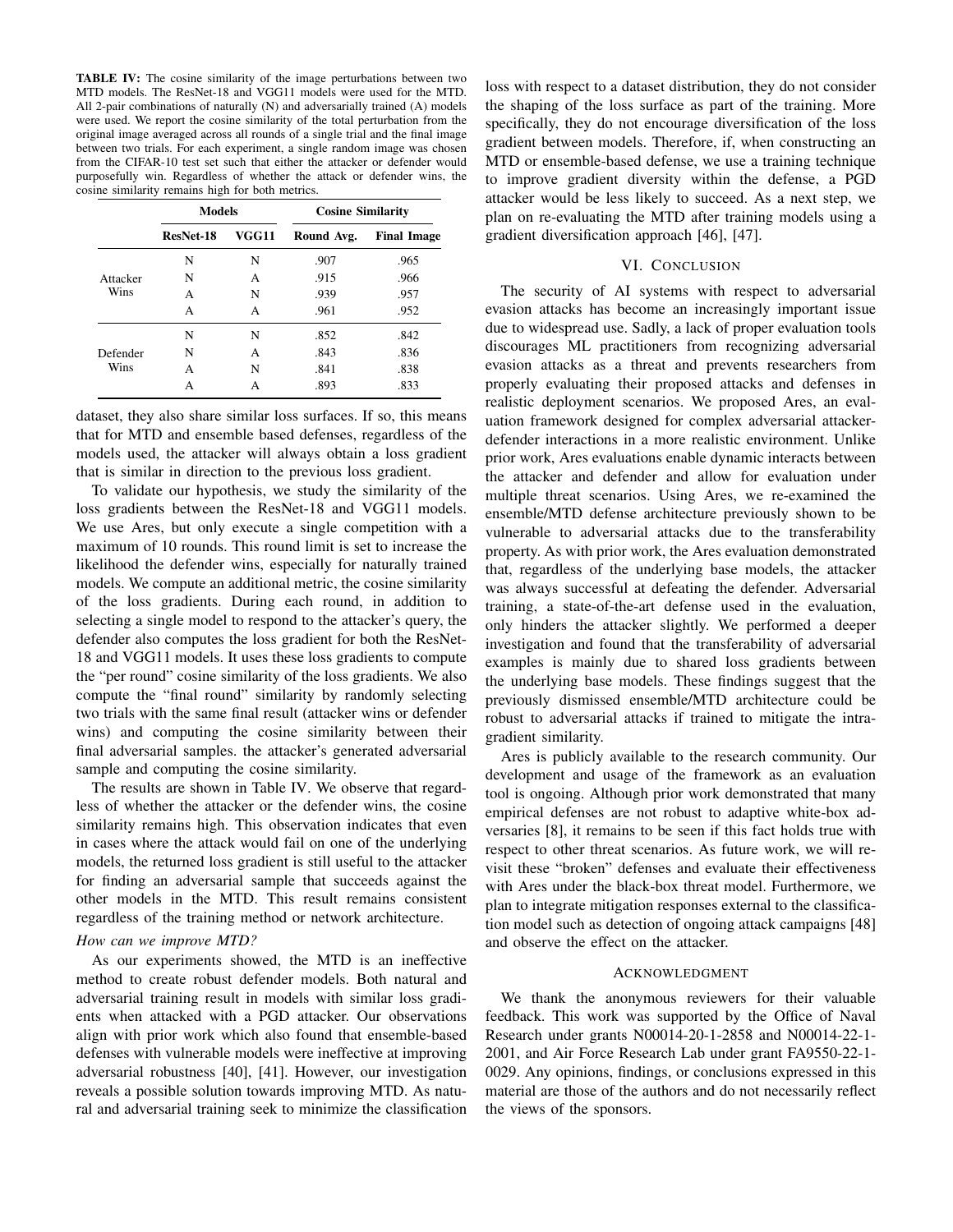**TABLE IV:** The cosine similarity of the image perturbations between two MTD models. The ResNet-18 and VGG11 models were used for the MTD. All 2-pair combinations of naturally (N) and adversarially trained (A) models were used. We report the cosine similarity of the total perturbation from the original image averaged across all rounds of a single trial and the final image between two trials. For each experiment, a single random image was chosen from the CIFAR-10 test set such that either the attacker or defender would purposefully win. Regardless of whether the attack or defender wins, the cosine similarity remains high for both metrics.

| | Models | | Cosine Similarity | |
|---|---|---|---|---|
| | **ResNet-18** | **VGG11** | **Round Avg.** | **Final Image** |
| Attacker Wins | N | N | .907 | .965 |
| | N | A | .915 | .966 |
| | A | N | .939 | .957 |
| | A | A | .961 | .952 |
| Defender Wins | N | N | .852 | .842 |
| | N | A | .843 | .836 |
| | A | N | .841 | .838 |
| | A | A | .893 | .833 |

dataset, they also share similar loss surfaces. If so, this means that for MTD and ensemble based defenses, regardless of the models used, the attacker will always obtain a loss gradient that is similar in direction to the previous loss gradient.

To validate our hypothesis, we study the similarity of the loss gradients between the ResNet-18 and VGG11 models. We use Ares, but only execute a single competition with a maximum of 10 rounds. This round limit is set to increase the likelihood the defender wins, especially for naturally trained models. We compute an additional metric, the cosine similarity of the loss gradients. During each round, in addition to selecting a single model to respond to the attacker's query, the defender also computes the loss gradient for both the ResNet-18 and VGG11 models. It uses these loss gradients to compute the "per round" cosine similarity of the loss gradients. We also compute the "final round" similarity by randomly selecting two trials with the same final result (attacker wins or defender wins) and computing the cosine similarity between their final adversarial samples. the attacker's generated adversarial sample and computing the cosine similarity.

The results are shown in Table IV. We observe that regardless of whether the attacker or the defender wins, the cosine similarity remains high. This observation indicates that even in cases where the attack would fail on one of the underlying models, the returned loss gradient is still useful to the attacker for finding an adversarial sample that succeeds against the other models in the MTD. This result remains consistent regardless of the training method or network architecture.

*How can we improve MTD?*

As our experiments showed, the MTD is an ineffective method to create robust defender models. Both natural and adversarial training result in models with similar loss gradients when attacked with a PGD attacker. Our observations align with prior work which also found that ensemble-based defenses with vulnerable models were ineffective at improving adversarial robustness [40], [41]. However, our investigation reveals a possible solution towards improving MTD. As natural and adversarial training seek to minimize the classification loss with respect to a dataset distribution, they do not consider the shaping of the loss surface as part of the training. More specifically, they do not encourage diversification of the loss gradient between models. Therefore, if, when constructing an MTD or ensemble-based defense, we use a training technique to improve gradient diversity within the defense, a PGD attacker would be less likely to succeed. As a next step, we plan on re-evaluating the MTD after training models using a gradient diversification approach [46], [47].

## VI. Conclusion

The security of AI systems with respect to adversarial evasion attacks has become an increasingly important issue due to widespread use. Sadly, a lack of proper evaluation tools discourages ML practitioners from recognizing adversarial evasion attacks as a threat and prevents researchers from properly evaluating their proposed attacks and defenses in realistic deployment scenarios. We proposed Ares, an evaluation framework designed for complex adversarial attacker-defender interactions in a more realistic environment. Unlike prior work, Ares evaluations enable dynamic interacts between the attacker and defender and allow for evaluation under multiple threat scenarios. Using Ares, we re-examined the ensemble/MTD defense architecture previously shown to be vulnerable to adversarial attacks due to the transferability property. As with prior work, the Ares evaluation demonstrated that, regardless of the underlying base models, the attacker was always successful at defeating the defender. Adversarial training, a state-of-the-art defense used in the evaluation, only hinders the attacker slightly. We performed a deeper investigation and found that the transferability of adversarial examples is mainly due to shared loss gradients between the underlying base models. These findings suggest that the previously dismissed ensemble/MTD architecture could be robust to adversarial attacks if trained to mitigate the intra-gradient similarity.

Ares is publicly available to the research community. Our development and usage of the framework as an evaluation tool is ongoing. Although prior work demonstrated that many empirical defenses are not robust to adaptive white-box adversaries [8], it remains to be seen if this fact holds true with respect to other threat scenarios. As future work, we will revisit these "broken" defenses and evaluate their effectiveness with Ares under the black-box threat model. Furthermore, we plan to integrate mitigation responses external to the classification model such as detection of ongoing attack campaigns [48] and observe the effect on the attacker.

## Acknowledgment

We thank the anonymous reviewers for their valuable feedback. This work was supported by the Office of Naval Research under grants N00014-20-1-2858 and N00014-22-1-2001, and Air Force Research Lab under grant FA9550-22-1-0029. Any opinions, findings, or conclusions expressed in this material are those of the authors and do not necessarily reflect the views of the sponsors.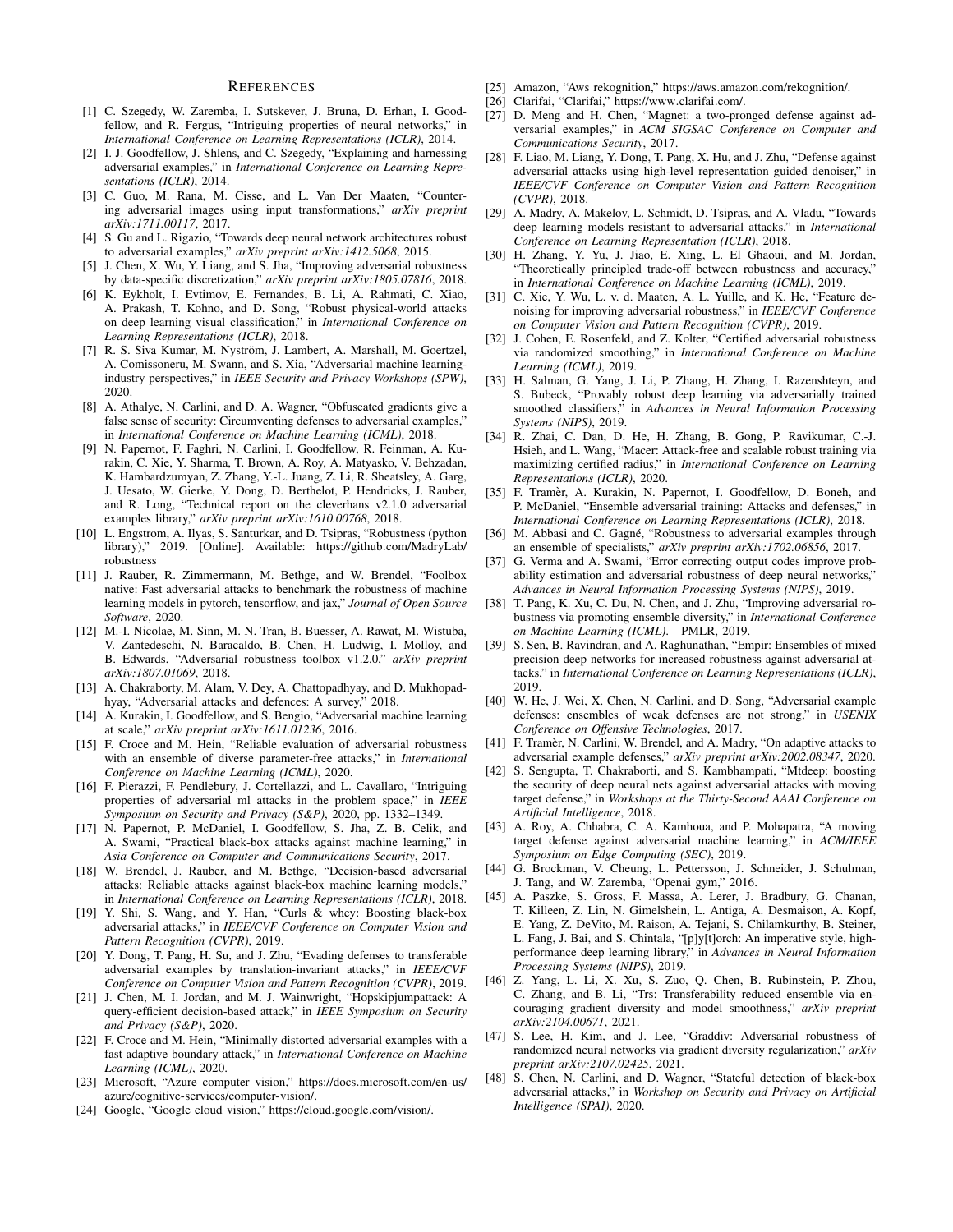# References

[1] C. Szegedy, W. Zaremba, I. Sutskever, J. Bruna, D. Erhan, I. Goodfellow, and R. Fergus, "Intriguing properties of neural networks," in *International Conference on Learning Representations (ICLR)*, 2014.

[2] I. J. Goodfellow, J. Shlens, and C. Szegedy, "Explaining and harnessing adversarial examples," in *International Conference on Learning Representations (ICLR)*, 2014.

[3] C. Guo, M. Rana, M. Cisse, and L. Van Der Maaten, "Countering adversarial images using input transformations," *arXiv preprint arXiv:1711.00117*, 2017.

[4] S. Gu and L. Rigazio, "Towards deep neural network architectures robust to adversarial examples," *arXiv preprint arXiv:1412.5068*, 2015.

[5] J. Chen, X. Wu, Y. Liang, and S. Jha, "Improving adversarial robustness by data-specific discretization," *arXiv preprint arXiv:1805.07816*, 2018.

[6] K. Eykholt, I. Evtimov, E. Fernandes, B. Li, A. Rahmati, C. Xiao, A. Prakash, T. Kohno, and D. Song, "Robust physical-world attacks on deep learning visual classification," in *International Conference on Learning Representations (ICLR)*, 2018.

[7] R. S. Siva Kumar, M. Nyström, J. Lambert, A. Marshall, M. Goertzel, A. Comissoneru, M. Swann, and S. Xia, "Adversarial machine learning-industry perspectives," in *IEEE Security and Privacy Workshops (SPW)*, 2020.

[8] A. Athalye, N. Carlini, and D. A. Wagner, "Obfuscated gradients give a false sense of security: Circumventing defenses to adversarial examples," in *International Conference on Machine Learning (ICML)*, 2018.

[9] N. Papernot, F. Faghri, N. Carlini, I. Goodfellow, R. Feinman, A. Kurakin, C. Xie, Y. Sharma, T. Brown, A. Roy, A. Matyasko, V. Behzadan, K. Hambardzumyan, Z. Zhang, Y.-L. Juang, Z. Li, R. Sheatsley, A. Garg, J. Uesato, W. Gierke, Y. Dong, D. Berthelot, P. Hendricks, J. Rauber, and R. Long, "Technical report on the cleverhans v2.1.0 adversarial examples library," *arXiv preprint arXiv:1610.00768*, 2018.

[10] L. Engstrom, A. Ilyas, S. Santurkar, and D. Tsipras, "Robustness (python library)," 2019. [Online]. Available: https://github.com/MadryLab/robustness

[11] J. Rauber, R. Zimmermann, M. Bethge, and W. Brendel, "Foolbox native: Fast adversarial attacks to benchmark the robustness of machine learning models in pytorch, tensorflow, and jax," *Journal of Open Source Software*, 2020.

[12] M.-I. Nicolae, M. Sinn, M. N. Tran, B. Buesser, A. Rawat, M. Wistuba, V. Zantedeschi, N. Baracaldo, B. Chen, H. Ludwig, I. Molloy, and B. Edwards, "Adversarial robustness toolbox v1.2.0," *arXiv preprint arXiv:1807.01069*, 2018.

[13] A. Chakraborty, M. Alam, V. Dey, A. Chattopadhyay, and D. Mukhopadhyay, "Adversarial attacks and defences: A survey," 2018.

[14] A. Kurakin, I. Goodfellow, and S. Bengio, "Adversarial machine learning at scale," *arXiv preprint arXiv:1611.01236*, 2016.

[15] F. Croce and M. Hein, "Reliable evaluation of adversarial robustness with an ensemble of diverse parameter-free attacks," in *International Conference on Machine Learning (ICML)*, 2020.

[16] F. Pierazzi, F. Pendlebury, J. Cortellazzi, and L. Cavallaro, "Intriguing properties of adversarial ml attacks in the problem space," in *IEEE Symposium on Security and Privacy (S&P)*, 2020, pp. 1332–1349.

[17] N. Papernot, P. McDaniel, I. Goodfellow, S. Jha, Z. B. Celik, and A. Swami, "Practical black-box attacks against machine learning," in *Asia Conference on Computer and Communications Security*, 2017.

[18] W. Brendel, J. Rauber, and M. Bethge, "Decision-based adversarial attacks: Reliable attacks against black-box machine learning models," in *International Conference on Learning Representations (ICLR)*, 2018.

[19] Y. Shi, S. Wang, and Y. Han, "Curls & whey: Boosting black-box adversarial attacks," in *IEEE/CVF Conference on Computer Vision and Pattern Recognition (CVPR)*, 2019.

[20] Y. Dong, T. Pang, H. Su, and J. Zhu, "Evading defenses to transferable adversarial examples by translation-invariant attacks," in *IEEE/CVF Conference on Computer Vision and Pattern Recognition (CVPR)*, 2019.

[21] J. Chen, M. I. Jordan, and M. J. Wainwright, "Hopskipjumpattack: A query-efficient decision-based attack," in *IEEE Symposium on Security and Privacy (S&P)*, 2020.

[22] F. Croce and M. Hein, "Minimally distorted adversarial examples with a fast adaptive boundary attack," in *International Conference on Machine Learning (ICML)*, 2020.

[23] Microsoft, "Azure computer vision," https://docs.microsoft.com/en-us/azure/cognitive-services/computer-vision/.

[24] Google, "Google cloud vision," https://cloud.google.com/vision/.

[25] Amazon, "Aws rekognition," https://aws.amazon.com/rekognition/.

[26] Clarifai, "Clarifai," https://www.clarifai.com/.

[27] D. Meng and H. Chen, "Magnet: a two-pronged defense against adversarial examples," in *ACM SIGSAC Conference on Computer and Communications Security*, 2017.

[28] F. Liao, M. Liang, Y. Dong, T. Pang, X. Hu, and J. Zhu, "Defense against adversarial attacks using high-level representation guided denoiser," in *IEEE/CVF Conference on Computer Vision and Pattern Recognition (CVPR)*, 2018.

[29] A. Madry, A. Makelov, L. Schmidt, D. Tsipras, and A. Vladu, "Towards deep learning models resistant to adversarial attacks," in *International Conference on Learning Representation (ICLR)*, 2018.

[30] H. Zhang, Y. Yu, J. Jiao, E. Xing, L. El Ghaoui, and M. Jordan, "Theoretically principled trade-off between robustness and accuracy," in *International Conference on Machine Learning (ICML)*, 2019.

[31] C. Xie, Y. Wu, L. v. d. Maaten, A. L. Yuille, and K. He, "Feature denoising for improving adversarial robustness," in *IEEE/CVF Conference on Computer Vision and Pattern Recognition (CVPR)*, 2019.

[32] J. Cohen, E. Rosenfeld, and Z. Kolter, "Certified adversarial robustness via randomized smoothing," in *International Conference on Machine Learning (ICML)*, 2019.

[33] H. Salman, G. Yang, J. Li, P. Zhang, H. Zhang, I. Razenshteyn, and S. Bubeck, "Provably robust deep learning via adversarially trained smoothed classifiers," in *Advances in Neural Information Processing Systems (NIPS)*, 2019.

[34] R. Zhai, C. Dan, D. He, H. Zhang, B. Gong, P. Ravikumar, C.-J. Hsieh, and L. Wang, "Macer: Attack-free and scalable robust training via maximizing certified radius," in *International Conference on Learning Representations (ICLR)*, 2020.

[35] F. Tramèr, A. Kurakin, N. Papernot, I. Goodfellow, D. Boneh, and P. McDaniel, "Ensemble adversarial training: Attacks and defenses," in *International Conference on Learning Representations (ICLR)*, 2018.

[36] M. Abbasi and C. Gagné, "Robustness to adversarial examples through an ensemble of specialists," *arXiv preprint arXiv:1702.06856*, 2017.

[37] G. Verma and A. Swami, "Error correcting output codes improve probability estimation and adversarial robustness of deep neural networks," *Advances in Neural Information Processing Systems (NIPS)*, 2019.

[38] T. Pang, K. Xu, C. Du, N. Chen, and J. Zhu, "Improving adversarial robustness via promoting ensemble diversity," in *International Conference on Machine Learning (ICML)*. PMLR, 2019.

[39] S. Sen, B. Ravindran, and A. Raghunathan, "Empir: Ensembles of mixed precision deep networks for increased robustness against adversarial attacks," in *International Conference on Learning Representations (ICLR)*, 2019.

[40] W. He, J. Wei, X. Chen, N. Carlini, and D. Song, "Adversarial example defenses: ensembles of weak defenses are not strong," in *USENIX Conference on Offensive Technologies*, 2017.

[41] F. Tramèr, N. Carlini, W. Brendel, and A. Madry, "On adaptive attacks to adversarial example defenses," *arXiv preprint arXiv:2002.08347*, 2020.

[42] S. Sengupta, T. Chakraborti, and S. Kambhampati, "Mtdeep: boosting the security of deep neural nets against adversarial attacks with moving target defense," in *Workshops at the Thirty-Second AAAI Conference on Artificial Intelligence*, 2018.

[43] A. Roy, A. Chhabra, C. A. Kamhoua, and P. Mohapatra, "A moving target defense against adversarial machine learning," in *ACM/IEEE Symposium on Edge Computing (SEC)*, 2019.

[44] G. Brockman, V. Cheung, L. Pettersson, J. Schneider, J. Schulman, J. Tang, and W. Zaremba, "Openai gym," 2016.

[45] A. Paszke, S. Gross, F. Massa, A. Lerer, J. Bradbury, G. Chanan, T. Killeen, Z. Lin, N. Gimelshein, L. Antiga, A. Desmaison, A. Kopf, E. Yang, Z. DeVito, M. Raison, A. Tejani, S. Chilamkurthy, B. Steiner, L. Fang, J. Bai, and S. Chintala, "[p]y[t]orch: An imperative style, high-performance deep learning library," in *Advances in Neural Information Processing Systems (NIPS)*, 2019.

[46] Z. Yang, L. Li, X. Xu, S. Zuo, Q. Chen, B. Rubinstein, P. Zhou, C. Zhang, and B. Li, "Trs: Transferability reduced ensemble via encouraging gradient diversity and model smoothness," *arXiv preprint arXiv:2104.00671*, 2021.

[47] S. Lee, H. Kim, and J. Lee, "Graddiv: Adversarial robustness of randomized neural networks via gradient diversity regularization," *arXiv preprint arXiv:2107.02425*, 2021.

[48] S. Chen, N. Carlini, and D. Wagner, "Stateful detection of black-box adversarial attacks," in *Workshop on Security and Privacy on Artificial Intelligence (SPAI)*, 2020.